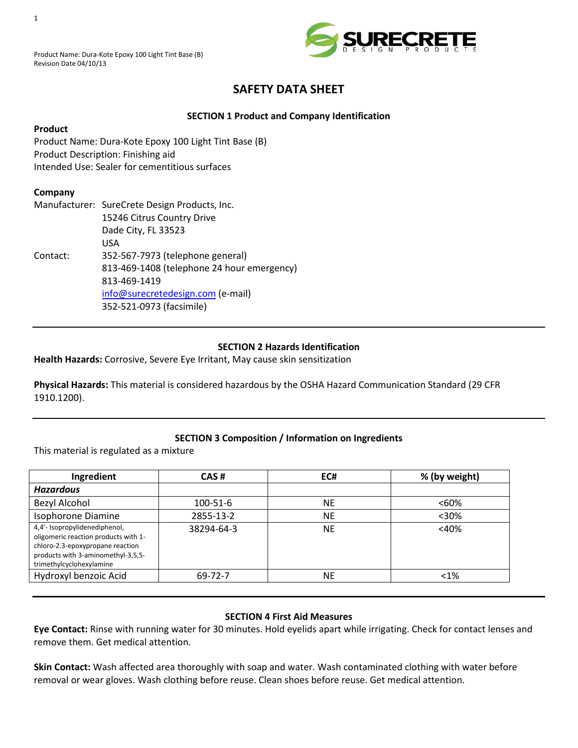Product Name: Dura-Kote Epoxy 100 Light Tint Base (B)
Revision Date 04/10/13

# SAFETY DATA SHEET

## SECTION 1 Product and Company Identification

**Product**

Product Name: Dura-Kote Epoxy 100 Light Tint Base (B)
Product Description: Finishing aid
Intended Use: Sealer for cementitious surfaces

**Company**

Manufacturer: SureCrete Design Products, Inc.
15246 Citrus Country Drive
Dade City, FL 33523
USA

Contact: 352-567-7973 (telephone general)
813-469-1408 (telephone 24 hour emergency)
813-469-1419
info@surecretedesign.com (e-mail)
352-521-0973 (facsimile)

## SECTION 2 Hazards Identification

**Health Hazards:** Corrosive, Severe Eye Irritant, May cause skin sensitization

**Physical Hazards:** This material is considered hazardous by the OSHA Hazard Communication Standard (29 CFR 1910.1200).

## SECTION 3 Composition / Information on Ingredients

This material is regulated as a mixture

| Ingredient | CAS # | EC# | % (by weight) |
|---|---|---|---|
| ***Hazardous*** | | | |
| Bezyl Alcohol | 100-51-6 | NE | <60% |
| Isophorone Diamine | 2855-13-2 | NE | <30% |
| 4,4'- Isopropylidenediphenol, oligomeric reaction products with 1-chloro-2.3-epoxypropane reaction products with 3-aminomethyl-3,5,5-trimethylcyclohexylamine | 38294-64-3 | NE | <40% |
| Hydroxyl benzoic Acid | 69-72-7 | NE | <1% |

## SECTION 4 First Aid Measures

**Eye Contact:** Rinse with running water for 30 minutes. Hold eyelids apart while irrigating. Check for contact lenses and remove them. Get medical attention.

**Skin Contact:** Wash affected area thoroughly with soap and water. Wash contaminated clothing with water before removal or wear gloves. Wash clothing before reuse. Clean shoes before reuse. Get medical attention.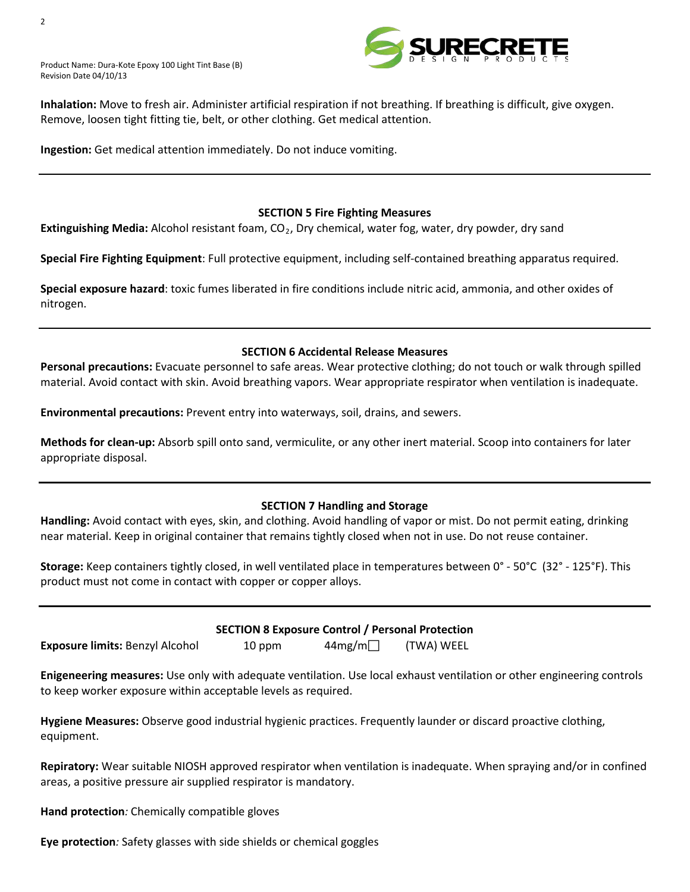**Inhalation:** Move to fresh air. Administer artificial respiration if not breathing. If breathing is difficult, give oxygen. Remove, loosen tight fitting tie, belt, or other clothing. Get medical attention.

**Ingestion:** Get medical attention immediately. Do not induce vomiting.

---

## SECTION 5 Fire Fighting Measures

**Extinguishing Media:** Alcohol resistant foam, $CO_2$, Dry chemical, water fog, water, dry powder, dry sand

**Special Fire Fighting Equipment**: Full protective equipment, including self-contained breathing apparatus required.

**Special exposure hazard**: toxic fumes liberated in fire conditions include nitric acid, ammonia, and other oxides of nitrogen.

---

## SECTION 6 Accidental Release Measures

**Personal precautions:** Evacuate personnel to safe areas. Wear protective clothing; do not touch or walk through spilled material. Avoid contact with skin. Avoid breathing vapors. Wear appropriate respirator when ventilation is inadequate.

**Environmental precautions:** Prevent entry into waterways, soil, drains, and sewers.

**Methods for clean-up:** Absorb spill onto sand, vermiculite, or any other inert material. Scoop into containers for later appropriate disposal.

---

## SECTION 7 Handling and Storage

**Handling:** Avoid contact with eyes, skin, and clothing. Avoid handling of vapor or mist. Do not permit eating, drinking near material. Keep in original container that remains tightly closed when not in use. Do not reuse container.

**Storage:** Keep containers tightly closed, in well ventilated place in temperatures between 0° - 50°C (32° - 125°F). This product must not come in contact with copper or copper alloys.

---

## SECTION 8 Exposure Control / Personal Protection

**Exposure limits:** Benzyl Alcohol 10 ppm 44mg/m□ (TWA) WEEL

**Enigeneering measures:** Use only with adequate ventilation. Use local exhaust ventilation or other engineering controls to keep worker exposure within acceptable levels as required.

**Hygiene Measures:** Observe good industrial hygienic practices. Frequently launder or discard proactive clothing, equipment.

**Repiratory:** Wear suitable NIOSH approved respirator when ventilation is inadequate. When spraying and/or in confined areas, a positive pressure air supplied respirator is mandatory.

**Hand protection***:* Chemically compatible gloves

**Eye protection***:* Safety glasses with side shields or chemical goggles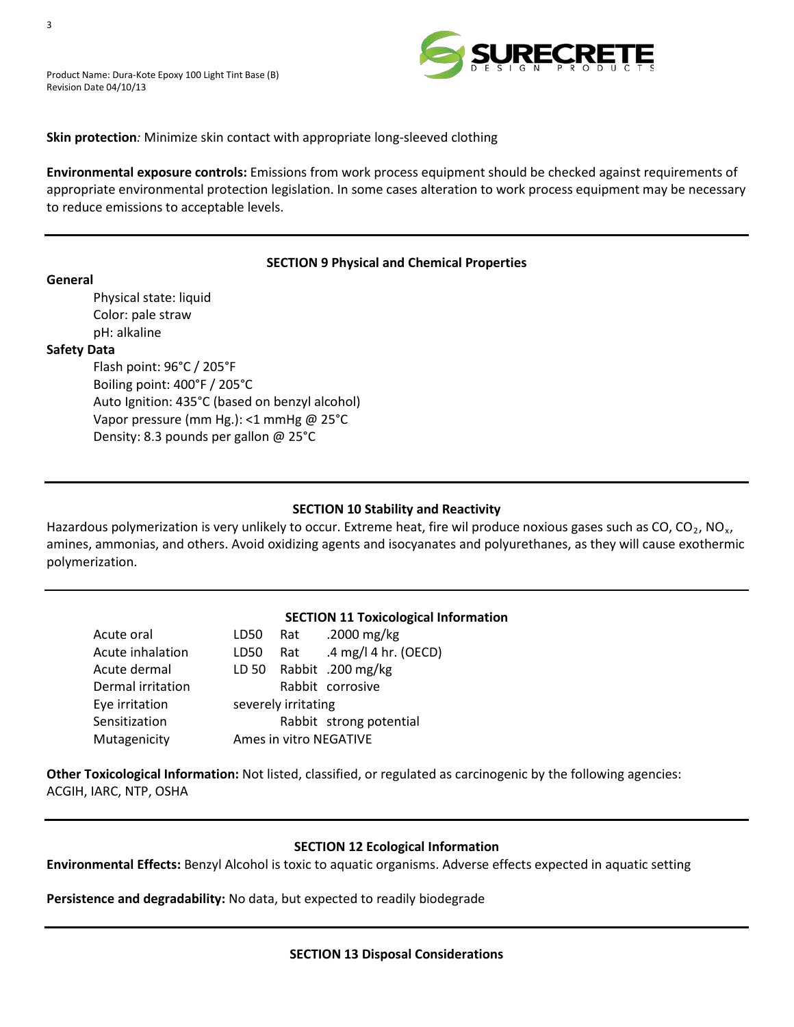**Skin protection**: Minimize skin contact with appropriate long-sleeved clothing

**Environmental exposure controls:** Emissions from work process equipment should be checked against requirements of appropriate environmental protection legislation. In some cases alteration to work process equipment may be necessary to reduce emissions to acceptable levels.

## SECTION 9 Physical and Chemical Properties

**General**

Physical state: liquid
Color: pale straw
pH: alkaline

**Safety Data**

Flash point: 96°C / 205°F
Boiling point: 400°F / 205°C
Auto Ignition: 435°C (based on benzyl alcohol)
Vapor pressure (mm Hg.): <1 mmHg @ 25°C
Density: 8.3 pounds per gallon @ 25°C

## SECTION 10 Stability and Reactivity

Hazardous polymerization is very unlikely to occur. Extreme heat, fire wil produce noxious gases such as CO, $CO_2$, $NO_x$, amines, ammonias, and others. Avoid oxidizing agents and isocyanates and polyurethanes, as they will cause exothermic polymerization.

## SECTION 11 Toxicological Information

| | | | |
|---|---|---|---|
| Acute oral | LD50 | Rat | .2000 mg/kg |
| Acute inhalation | LD50 | Rat | .4 mg/l 4 hr. (OECD) |
| Acute dermal | LD 50 | Rabbit | .200 mg/kg |
| Dermal irritation | | Rabbit | corrosive |
| Eye irritation | severely irritating | | |
| Sensitization | | Rabbit | strong potential |
| Mutagenicity | Ames in vitro NEGATIVE | | |

**Other Toxicological Information:** Not listed, classified, or regulated as carcinogenic by the following agencies: ACGIH, IARC, NTP, OSHA

## SECTION 12 Ecological Information

**Environmental Effects:** Benzyl Alcohol is toxic to aquatic organisms. Adverse effects expected in aquatic setting

**Persistence and degradability:** No data, but expected to readily biodegrade

## SECTION 13 Disposal Considerations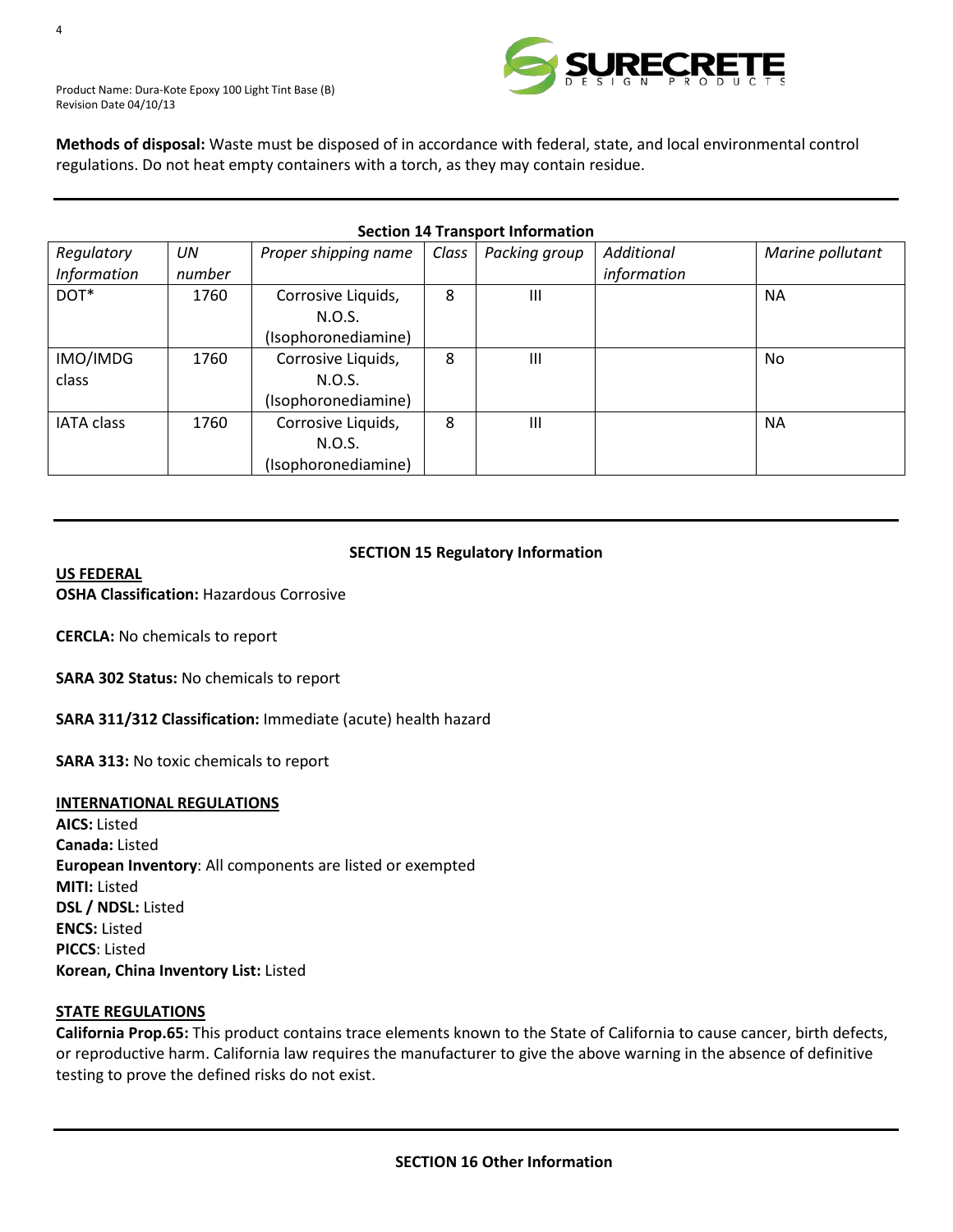**Methods of disposal:** Waste must be disposed of in accordance with federal, state, and local environmental control regulations. Do not heat empty containers with a torch, as they may contain residue.

## Section 14 Transport Information

| *Regulatory Information* | *UN number* | *Proper shipping name* | *Class* | *Packing group* | *Additional information* | *Marine pollutant* |
|---|---|---|---|---|---|---|
| DOT* | 1760 | Corrosive Liquids, N.O.S. (Isophoronediamine) | 8 | III | | NA |
| IMO/IMDG class | 1760 | Corrosive Liquids, N.O.S. (Isophoronediamine) | 8 | III | | No |
| IATA class | 1760 | Corrosive Liquids, N.O.S. (Isophoronediamine) | 8 | III | | NA |

## SECTION 15 Regulatory Information

**US FEDERAL**

**OSHA Classification:** Hazardous Corrosive

**CERCLA:** No chemicals to report

**SARA 302 Status:** No chemicals to report

**SARA 311/312 Classification:** Immediate (acute) health hazard

**SARA 313:** No toxic chemicals to report

**INTERNATIONAL REGULATIONS**

**AICS:** Listed
**Canada:** Listed
**European Inventory**: All components are listed or exempted
**MITI:** Listed
**DSL / NDSL:** Listed
**ENCS:** Listed
**PICCS**: Listed
**Korean, China Inventory List:** Listed

**STATE REGULATIONS**

**California Prop.65:** This product contains trace elements known to the State of California to cause cancer, birth defects, or reproductive harm. California law requires the manufacturer to give the above warning in the absence of definitive testing to prove the defined risks do not exist.

## SECTION 16 Other Information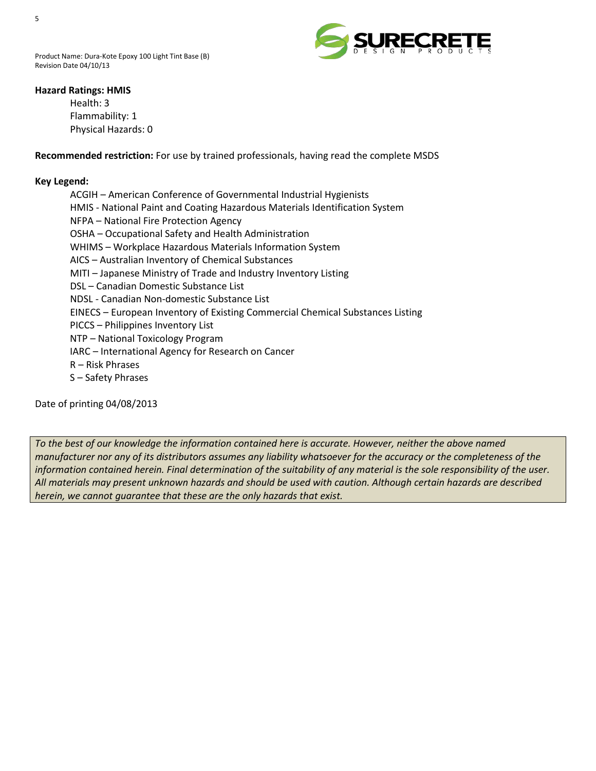**Hazard Ratings: HMIS**

Health: 3
Flammability: 1
Physical Hazards: 0

**Recommended restriction:** For use by trained professionals, having read the complete MSDS

**Key Legend:**

ACGIH – American Conference of Governmental Industrial Hygienists
HMIS - National Paint and Coating Hazardous Materials Identification System
NFPA – National Fire Protection Agency
OSHA – Occupational Safety and Health Administration
WHIMS – Workplace Hazardous Materials Information System
AICS – Australian Inventory of Chemical Substances
MITI – Japanese Ministry of Trade and Industry Inventory Listing
DSL – Canadian Domestic Substance List
NDSL - Canadian Non-domestic Substance List
EINECS – European Inventory of Existing Commercial Chemical Substances Listing
PICCS – Philippines Inventory List
NTP – National Toxicology Program
IARC – International Agency for Research on Cancer
R – Risk Phrases
S – Safety Phrases

Date of printing 04/08/2013

*To the best of our knowledge the information contained here is accurate. However, neither the above named manufacturer nor any of its distributors assumes any liability whatsoever for the accuracy or the completeness of the information contained herein. Final determination of the suitability of any material is the sole responsibility of the user. All materials may present unknown hazards and should be used with caution. Although certain hazards are described herein, we cannot guarantee that these are the only hazards that exist.*